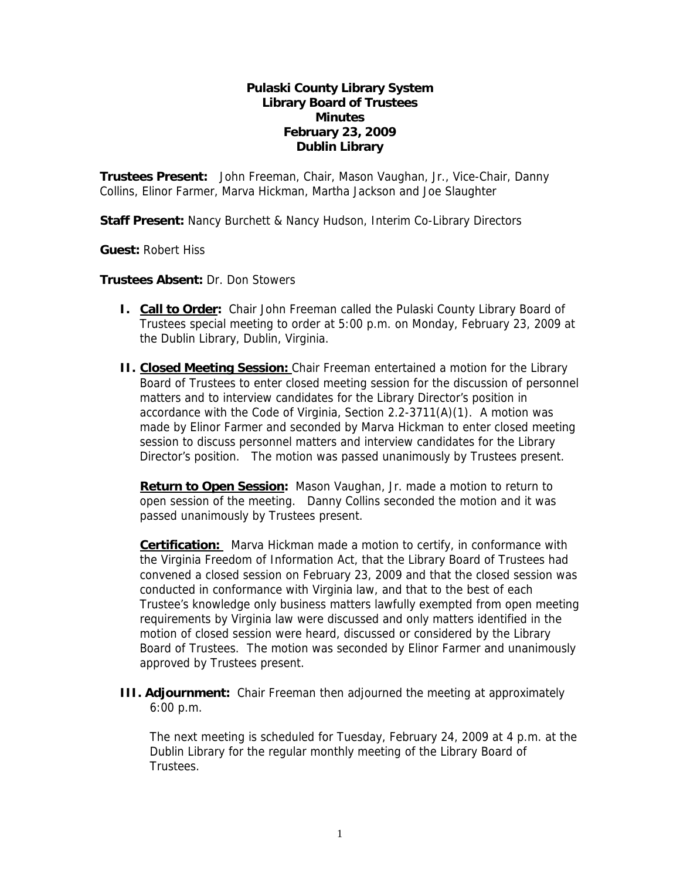# Pulaski County Library System
## Library Board of Trustees
## Minutes
## February 23, 2009
## Dublin Library

**Trustees Present:** John Freeman, Chair, Mason Vaughan, Jr., Vice-Chair, Danny Collins, Elinor Farmer, Marva Hickman, Martha Jackson and Joe Slaughter

**Staff Present:** Nancy Burchett & Nancy Hudson, Interim Co-Library Directors

**Guest:** Robert Hiss

**Trustees Absent:** Dr. Don Stowers

**I. Call to Order:** Chair John Freeman called the Pulaski County Library Board of Trustees special meeting to order at 5:00 p.m. on Monday, February 23, 2009 at the Dublin Library, Dublin, Virginia.

**II. Closed Meeting Session:** Chair Freeman entertained a motion for the Library Board of Trustees to enter closed meeting session for the discussion of personnel matters and to interview candidates for the Library Director's position in accordance with the Code of Virginia, Section 2.2-3711(A)(1). A motion was made by Elinor Farmer and seconded by Marva Hickman to enter closed meeting session to discuss personnel matters and interview candidates for the Library Director's position. The motion was passed unanimously by Trustees present.

**Return to Open Session:** Mason Vaughan, Jr. made a motion to return to open session of the meeting. Danny Collins seconded the motion and it was passed unanimously by Trustees present.

**Certification:** Marva Hickman made a motion to certify, in conformance with the Virginia Freedom of Information Act, that the Library Board of Trustees had convened a closed session on February 23, 2009 and that the closed session was conducted in conformance with Virginia law, and that to the best of each Trustee's knowledge only business matters lawfully exempted from open meeting requirements by Virginia law were discussed and only matters identified in the motion of closed session were heard, discussed or considered by the Library Board of Trustees. The motion was seconded by Elinor Farmer and unanimously approved by Trustees present.

**III. Adjournment:** Chair Freeman then adjourned the meeting at approximately 6:00 p.m.

The next meeting is scheduled for Tuesday, February 24, 2009 at 4 p.m. at the Dublin Library for the regular monthly meeting of the Library Board of Trustees.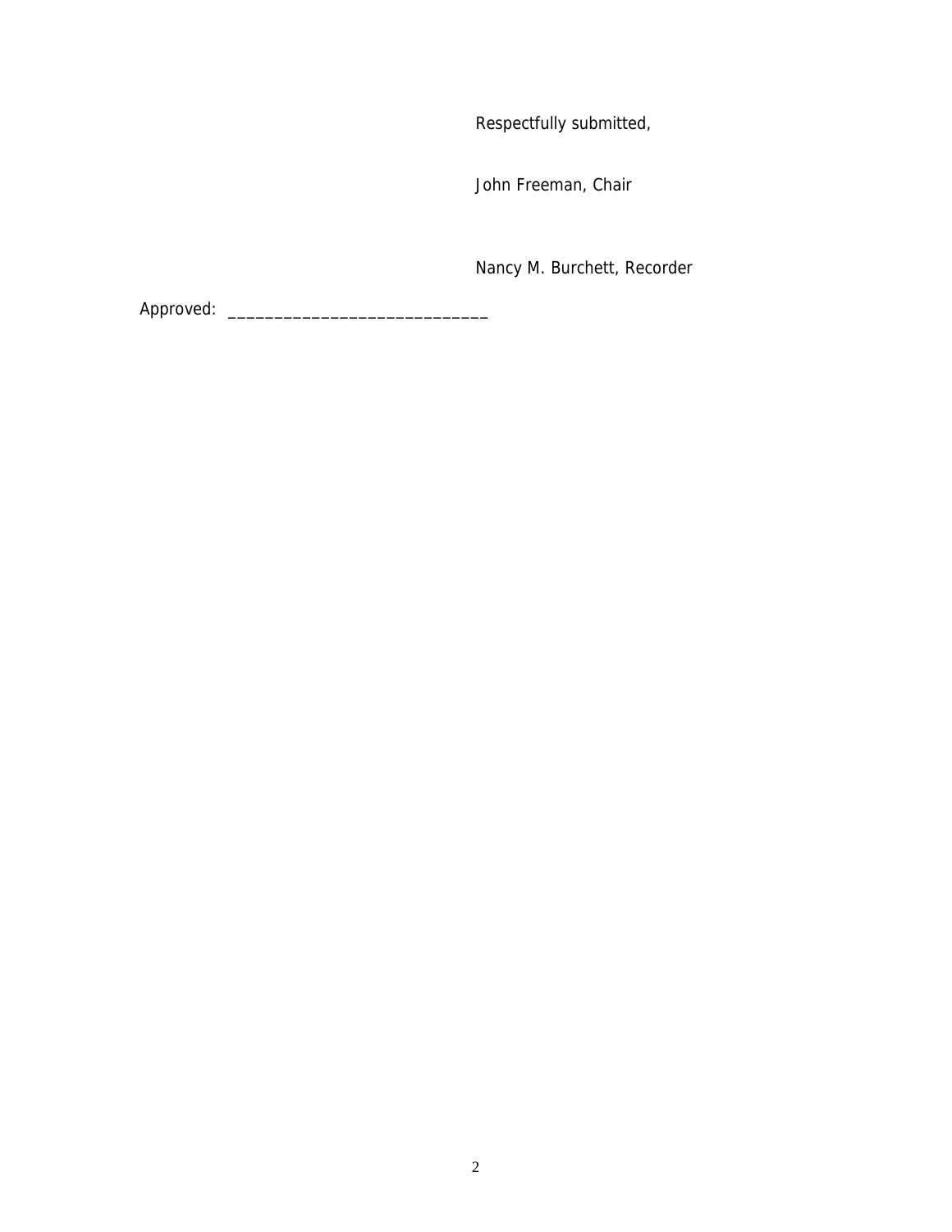Respectfully submitted,

John Freeman, Chair

Nancy M. Burchett, Recorder

Approved: ____________________________